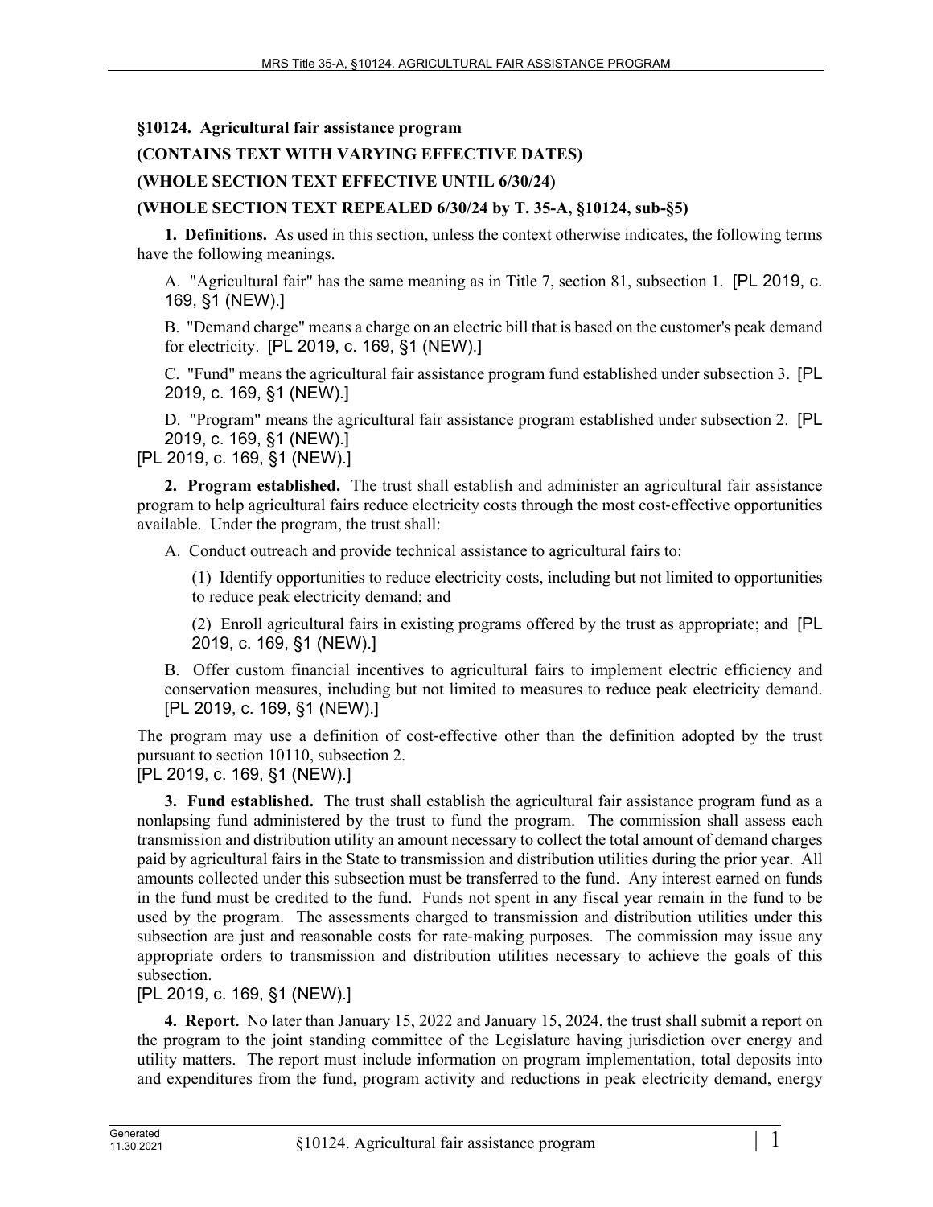**§10124. Agricultural fair assistance program**

**(CONTAINS TEXT WITH VARYING EFFECTIVE DATES)**

**(WHOLE SECTION TEXT EFFECTIVE UNTIL 6/30/24)**

**(WHOLE SECTION TEXT REPEALED 6/30/24 by T. 35-A, §10124, sub-§5)**

**1. Definitions.** As used in this section, unless the context otherwise indicates, the following terms have the following meanings.

A. "Agricultural fair" has the same meaning as in Title 7, section 81, subsection 1. [PL 2019, c. 169, §1 (NEW).]

B. "Demand charge" means a charge on an electric bill that is based on the customer's peak demand for electricity. [PL 2019, c. 169, §1 (NEW).]

C. "Fund" means the agricultural fair assistance program fund established under subsection 3. [PL 2019, c. 169, §1 (NEW).]

D. "Program" means the agricultural fair assistance program established under subsection 2. [PL 2019, c. 169, §1 (NEW).]

[PL 2019, c. 169, §1 (NEW).]

**2. Program established.** The trust shall establish and administer an agricultural fair assistance program to help agricultural fairs reduce electricity costs through the most cost-effective opportunities available. Under the program, the trust shall:

A. Conduct outreach and provide technical assistance to agricultural fairs to:

(1) Identify opportunities to reduce electricity costs, including but not limited to opportunities to reduce peak electricity demand; and

(2) Enroll agricultural fairs in existing programs offered by the trust as appropriate; and [PL 2019, c. 169, §1 (NEW).]

B. Offer custom financial incentives to agricultural fairs to implement electric efficiency and conservation measures, including but not limited to measures to reduce peak electricity demand. [PL 2019, c. 169, §1 (NEW).]

The program may use a definition of cost-effective other than the definition adopted by the trust pursuant to section 10110, subsection 2.

[PL 2019, c. 169, §1 (NEW).]

**3. Fund established.** The trust shall establish the agricultural fair assistance program fund as a nonlapsing fund administered by the trust to fund the program. The commission shall assess each transmission and distribution utility an amount necessary to collect the total amount of demand charges paid by agricultural fairs in the State to transmission and distribution utilities during the prior year. All amounts collected under this subsection must be transferred to the fund. Any interest earned on funds in the fund must be credited to the fund. Funds not spent in any fiscal year remain in the fund to be used by the program. The assessments charged to transmission and distribution utilities under this subsection are just and reasonable costs for rate-making purposes. The commission may issue any appropriate orders to transmission and distribution utilities necessary to achieve the goals of this subsection.

[PL 2019, c. 169, §1 (NEW).]

**4. Report.** No later than January 15, 2022 and January 15, 2024, the trust shall submit a report on the program to the joint standing committee of the Legislature having jurisdiction over energy and utility matters. The report must include information on program implementation, total deposits into and expenditures from the fund, program activity and reductions in peak electricity demand, energy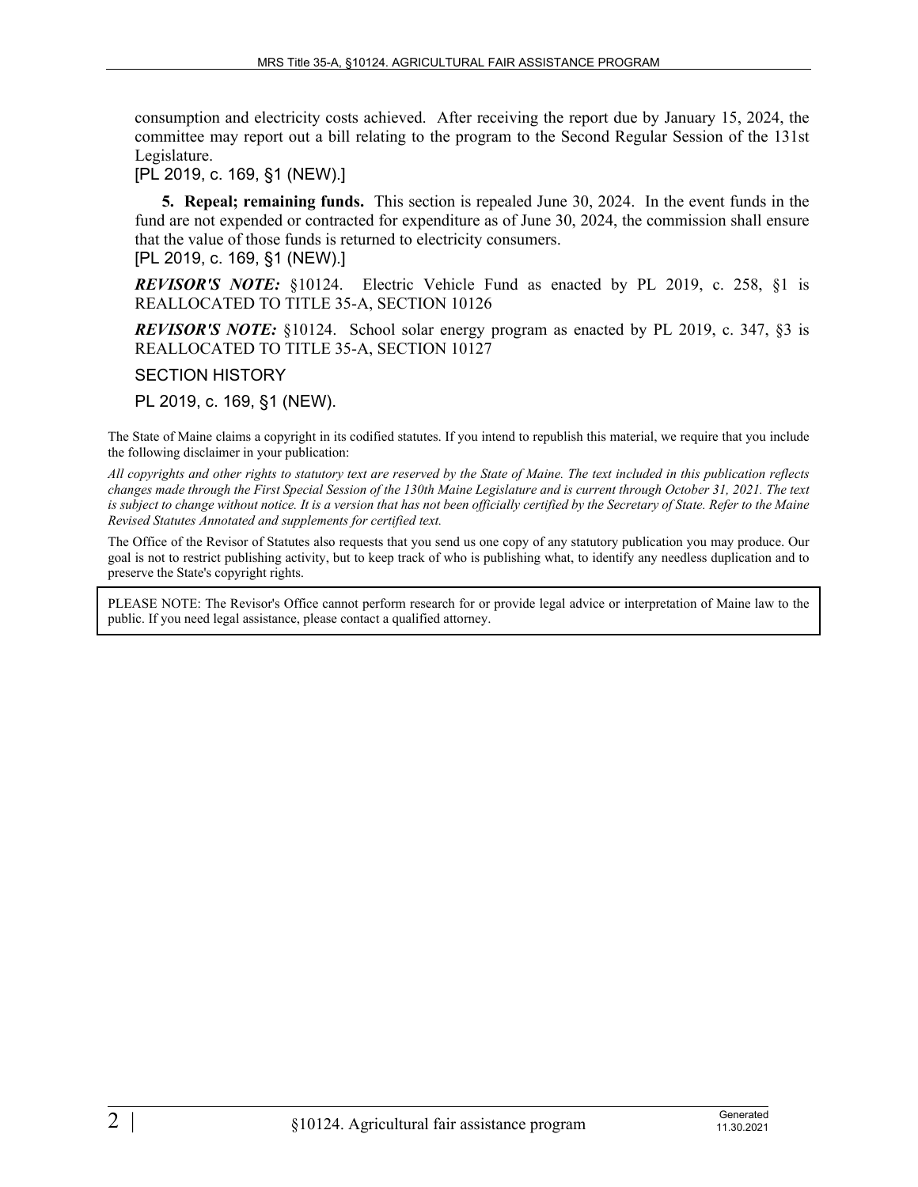consumption and electricity costs achieved. After receiving the report due by January 15, 2024, the committee may report out a bill relating to the program to the Second Regular Session of the 131st Legislature.

[PL 2019, c. 169, §1 (NEW).]

**5. Repeal; remaining funds.** This section is repealed June 30, 2024. In the event funds in the fund are not expended or contracted for expenditure as of June 30, 2024, the commission shall ensure that the value of those funds is returned to electricity consumers.

[PL 2019, c. 169, §1 (NEW).]

***REVISOR'S NOTE:*** §10124. Electric Vehicle Fund as enacted by PL 2019, c. 258, §1 is REALLOCATED TO TITLE 35-A, SECTION 10126

***REVISOR'S NOTE:*** §10124. School solar energy program as enacted by PL 2019, c. 347, §3 is REALLOCATED TO TITLE 35-A, SECTION 10127

SECTION HISTORY

PL 2019, c. 169, §1 (NEW).

The State of Maine claims a copyright in its codified statutes. If you intend to republish this material, we require that you include the following disclaimer in your publication:

*All copyrights and other rights to statutory text are reserved by the State of Maine. The text included in this publication reflects changes made through the First Special Session of the 130th Maine Legislature and is current through October 31, 2021. The text is subject to change without notice. It is a version that has not been officially certified by the Secretary of State. Refer to the Maine Revised Statutes Annotated and supplements for certified text.*

The Office of the Revisor of Statutes also requests that you send us one copy of any statutory publication you may produce. Our goal is not to restrict publishing activity, but to keep track of who is publishing what, to identify any needless duplication and to preserve the State's copyright rights.

PLEASE NOTE: The Revisor's Office cannot perform research for or provide legal advice or interpretation of Maine law to the public. If you need legal assistance, please contact a qualified attorney.